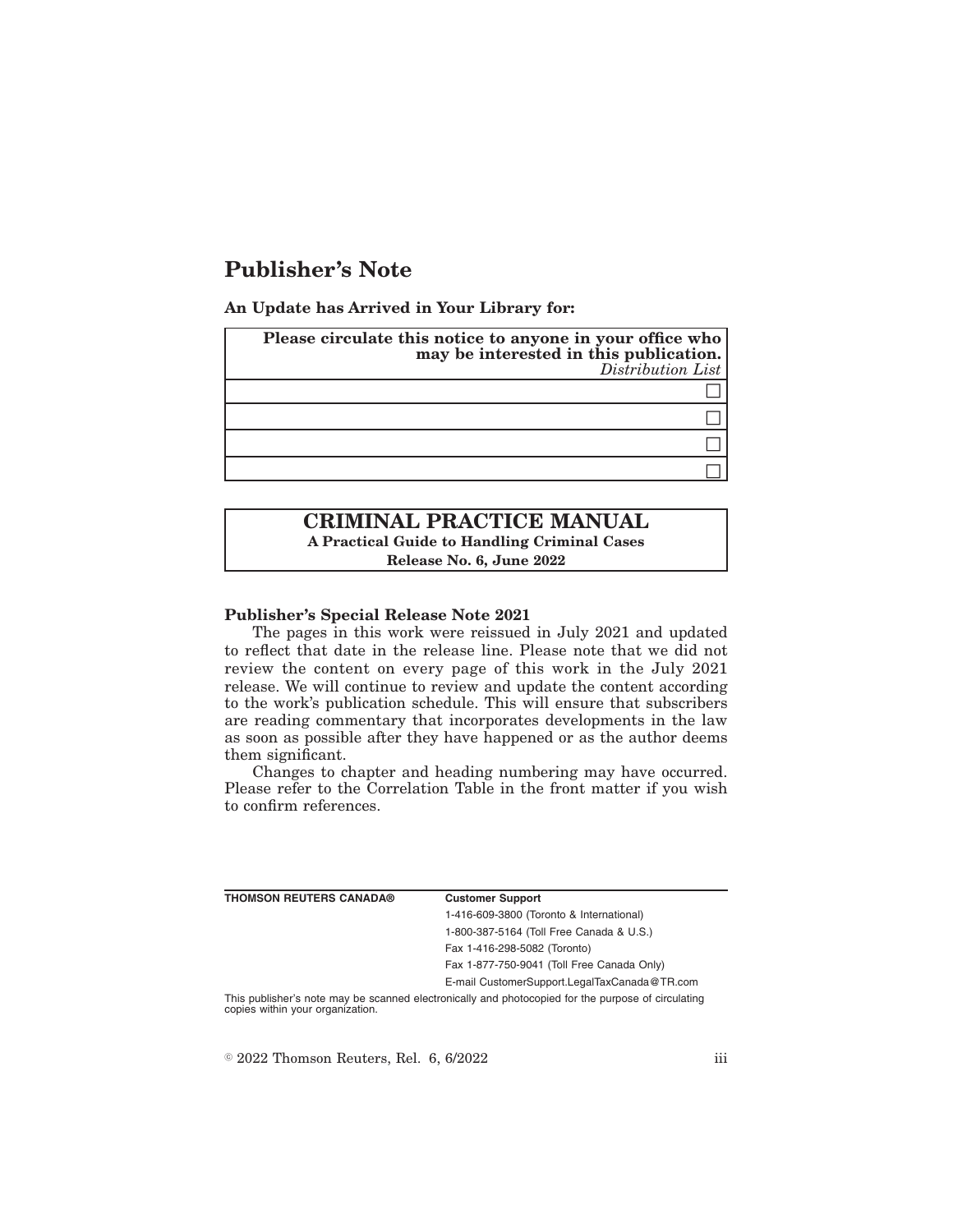# Publisher's Note

**An Update has Arrived in Your Library for:**

| **Please circulate this notice to anyone in your office who may be interested in this publication.** *Distribution List* |
|---|
| ☐ |
| ☐ |
| ☐ |
| ☐ |

## CRIMINAL PRACTICE MANUAL

**A Practical Guide to Handling Criminal Cases**

**Release No. 6, June 2022**

**Publisher's Special Release Note 2021**

The pages in this work were reissued in July 2021 and updated to reflect that date in the release line. Please note that we did not review the content on every page of this work in the July 2021 release. We will continue to review and update the content according to the work's publication schedule. This will ensure that subscribers are reading commentary that incorporates developments in the law as soon as possible after they have happened or as the author deems them significant.

Changes to chapter and heading numbering may have occurred. Please refer to the Correlation Table in the front matter if you wish to confirm references.

| **THOMSON REUTERS CANADA®** | **Customer Support** |
|---|---|
| | 1-416-609-3800 (Toronto & International) |
| | 1-800-387-5164 (Toll Free Canada & U.S.) |
| | Fax 1-416-298-5082 (Toronto) |
| | Fax 1-877-750-9041 (Toll Free Canada Only) |
| | E-mail CustomerSupport.LegalTaxCanada@TR.com |

This publisher's note may be scanned electronically and photocopied for the purpose of circulating copies within your organization.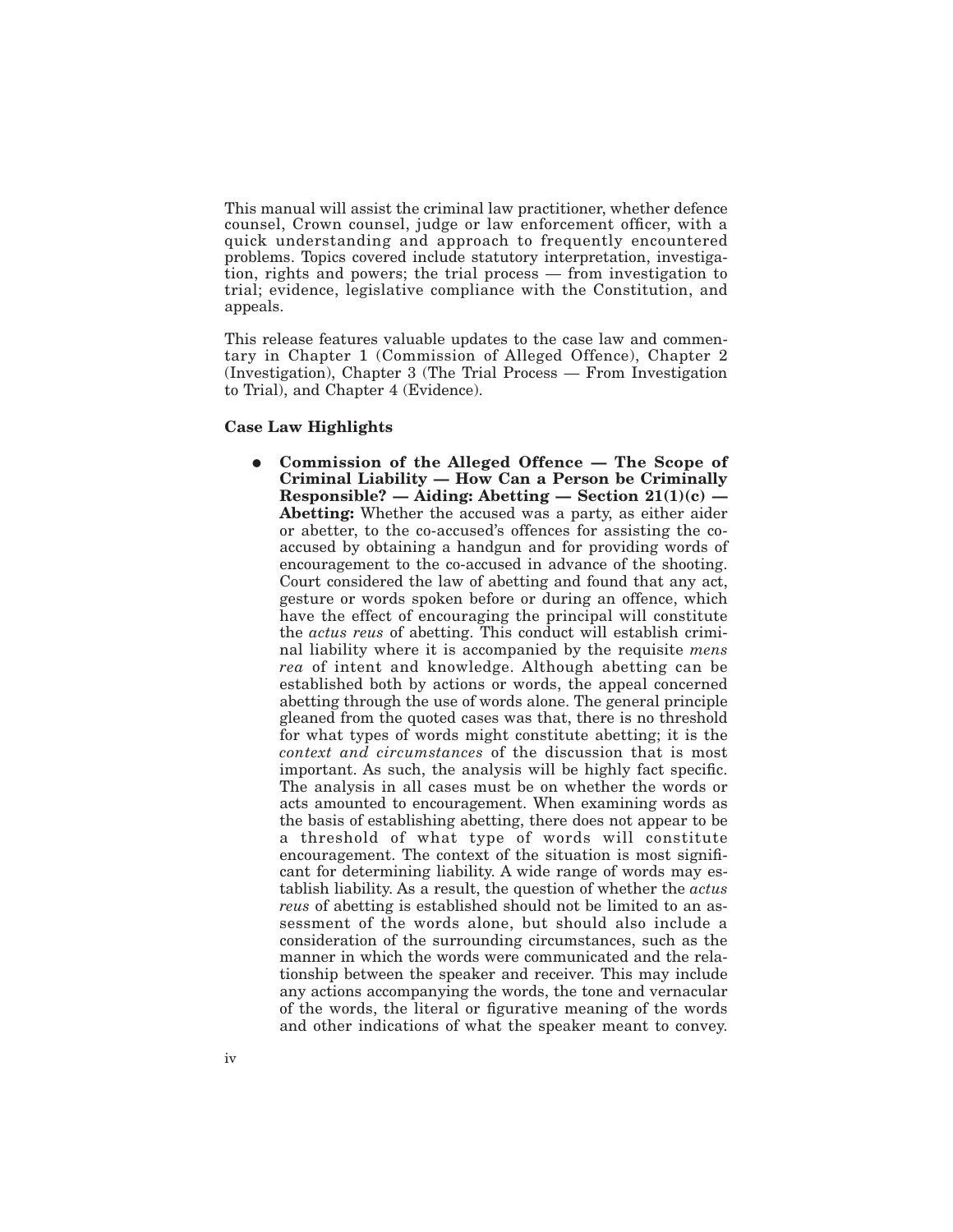This manual will assist the criminal law practitioner, whether defence counsel, Crown counsel, judge or law enforcement officer, with a quick understanding and approach to frequently encountered problems. Topics covered include statutory interpretation, investigation, rights and powers; the trial process — from investigation to trial; evidence, legislative compliance with the Constitution, and appeals.

This release features valuable updates to the case law and commentary in Chapter 1 (Commission of Alleged Offence), Chapter 2 (Investigation), Chapter 3 (The Trial Process — From Investigation to Trial), and Chapter 4 (Evidence).

**Case Law Highlights**

- **Commission of the Alleged Offence — The Scope of Criminal Liability — How Can a Person be Criminally Responsible? — Aiding: Abetting — Section 21(1)(c) — Abetting:** Whether the accused was a party, as either aider or abetter, to the co-accused's offences for assisting the co-accused by obtaining a handgun and for providing words of encouragement to the co-accused in advance of the shooting. Court considered the law of abetting and found that any act, gesture or words spoken before or during an offence, which have the effect of encouraging the principal will constitute the *actus reus* of abetting. This conduct will establish criminal liability where it is accompanied by the requisite *mens rea* of intent and knowledge. Although abetting can be established both by actions or words, the appeal concerned abetting through the use of words alone. The general principle gleaned from the quoted cases was that, there is no threshold for what types of words might constitute abetting; it is the *context and circumstances* of the discussion that is most important. As such, the analysis will be highly fact specific. The analysis in all cases must be on whether the words or acts amounted to encouragement. When examining words as the basis of establishing abetting, there does not appear to be a threshold of what type of words will constitute encouragement. The context of the situation is most significant for determining liability. A wide range of words may establish liability. As a result, the question of whether the *actus reus* of abetting is established should not be limited to an assessment of the words alone, but should also include a consideration of the surrounding circumstances, such as the manner in which the words were communicated and the relationship between the speaker and receiver. This may include any actions accompanying the words, the tone and vernacular of the words, the literal or figurative meaning of the words and other indications of what the speaker meant to convey.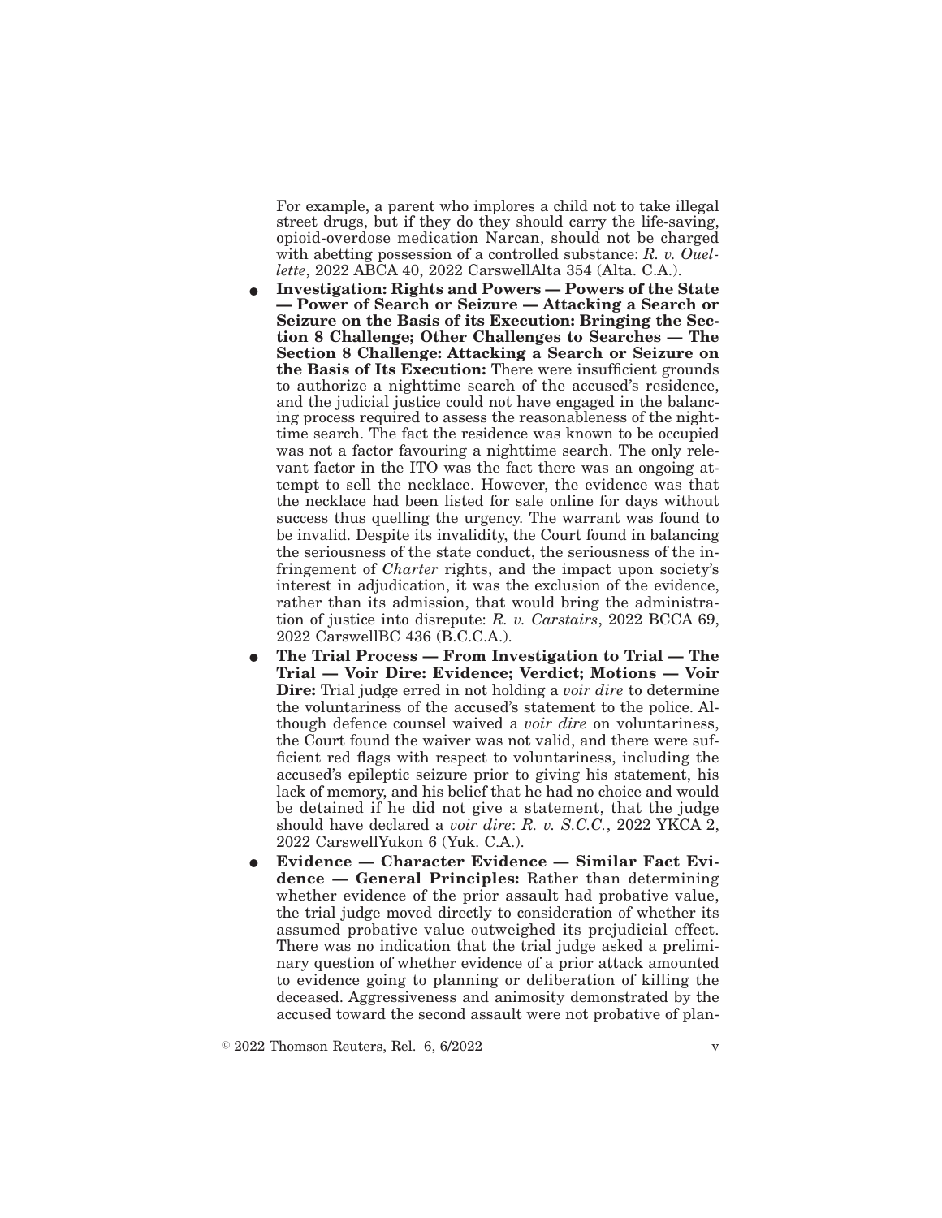For example, a parent who implores a child not to take illegal street drugs, but if they do they should carry the life-saving, opioid-overdose medication Narcan, should not be charged with abetting possession of a controlled substance: *R. v. Ouellette*, 2022 ABCA 40, 2022 CarswellAlta 354 (Alta. C.A.).

- **Investigation: Rights and Powers — Powers of the State — Power of Search or Seizure — Attacking a Search or Seizure on the Basis of its Execution: Bringing the Section 8 Challenge; Other Challenges to Searches — The Section 8 Challenge: Attacking a Search or Seizure on the Basis of Its Execution:** There were insufficient grounds to authorize a nighttime search of the accused's residence, and the judicial justice could not have engaged in the balancing process required to assess the reasonableness of the nighttime search. The fact the residence was known to be occupied was not a factor favouring a nighttime search. The only relevant factor in the ITO was the fact there was an ongoing attempt to sell the necklace. However, the evidence was that the necklace had been listed for sale online for days without success thus quelling the urgency. The warrant was found to be invalid. Despite its invalidity, the Court found in balancing the seriousness of the state conduct, the seriousness of the infringement of *Charter* rights, and the impact upon society's interest in adjudication, it was the exclusion of the evidence, rather than its admission, that would bring the administration of justice into disrepute: *R. v. Carstairs*, 2022 BCCA 69, 2022 CarswellBC 436 (B.C.C.A.).
- **The Trial Process — From Investigation to Trial — The Trial — Voir Dire: Evidence; Verdict; Motions — Voir Dire:** Trial judge erred in not holding a *voir dire* to determine the voluntariness of the accused's statement to the police. Although defence counsel waived a *voir dire* on voluntariness, the Court found the waiver was not valid, and there were sufficient red flags with respect to voluntariness, including the accused's epileptic seizure prior to giving his statement, his lack of memory, and his belief that he had no choice and would be detained if he did not give a statement, that the judge should have declared a *voir dire*: *R. v. S.C.C.*, 2022 YKCA 2, 2022 CarswellYukon 6 (Yuk. C.A.).
- **Evidence — Character Evidence — Similar Fact Evidence — General Principles:** Rather than determining whether evidence of the prior assault had probative value, the trial judge moved directly to consideration of whether its assumed probative value outweighed its prejudicial effect. There was no indication that the trial judge asked a preliminary question of whether evidence of a prior attack amounted to evidence going to planning or deliberation of killing the deceased. Aggressiveness and animosity demonstrated by the accused toward the second assault were not probative of plan-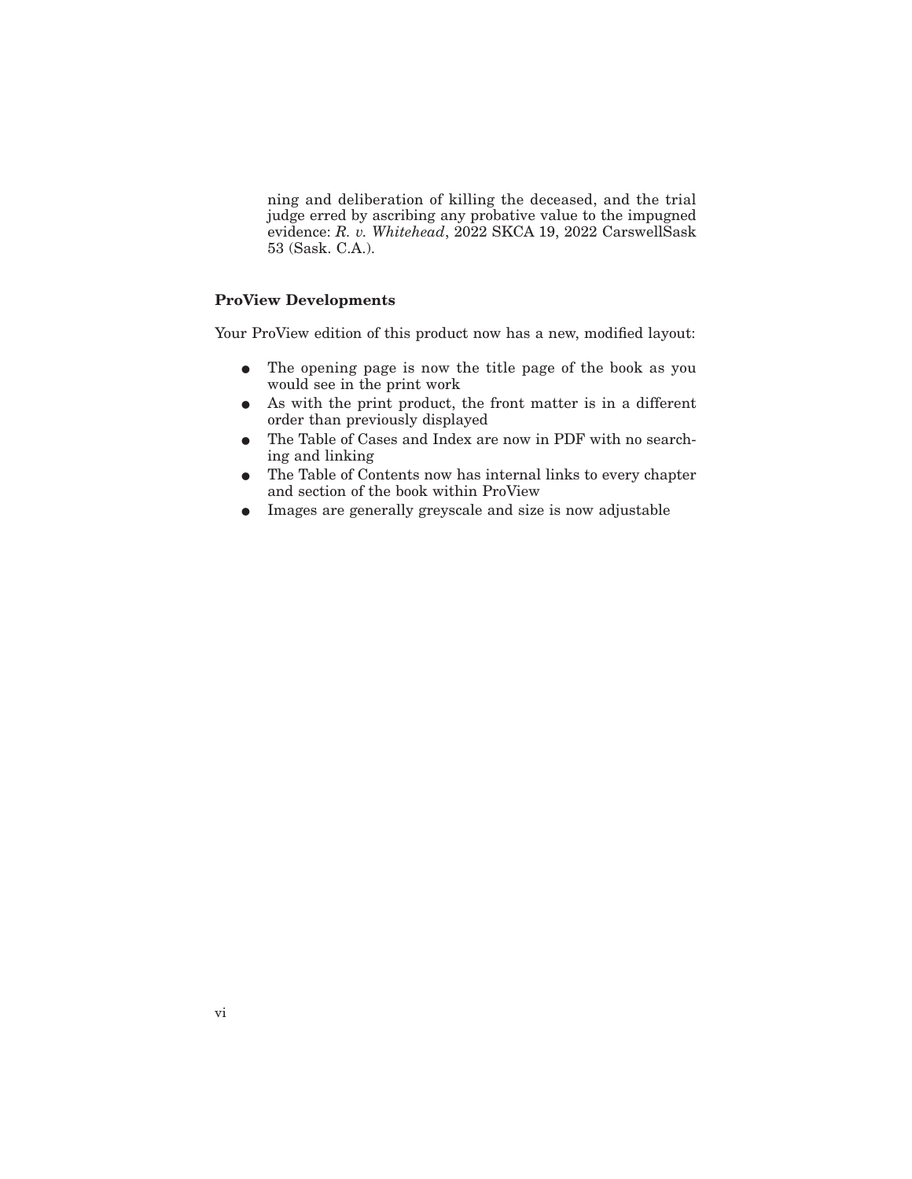ning and deliberation of killing the deceased, and the trial judge erred by ascribing any probative value to the impugned evidence: *R. v. Whitehead*, 2022 SKCA 19, 2022 CarswellSask 53 (Sask. C.A.).

**ProView Developments**

Your ProView edition of this product now has a new, modified layout:

- The opening page is now the title page of the book as you would see in the print work
- As with the print product, the front matter is in a different order than previously displayed
- The Table of Cases and Index are now in PDF with no searching and linking
- The Table of Contents now has internal links to every chapter and section of the book within ProView
- Images are generally greyscale and size is now adjustable